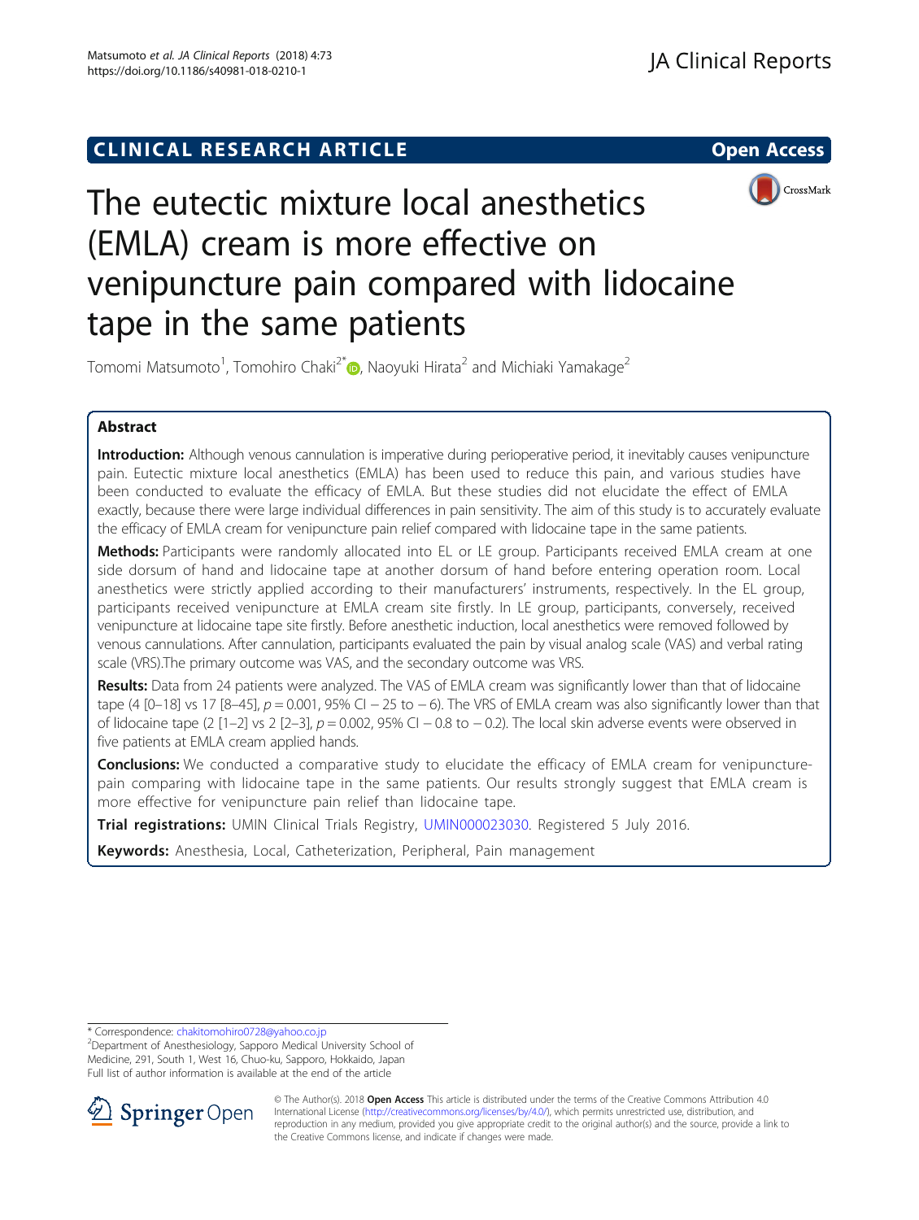CLINICAL RESEARCH ARTICLE

Open Access

# The eutectic mixture local anesthetics (EMLA) cream is more effective on venipuncture pain compared with lidocaine tape in the same patients

Tomomi Matsumoto[1], Tomohiro Chaki[2*], Naoyuki Hirata[2] and Michiaki Yamakage[2]

## Abstract

**Introduction:** Although venous cannulation is imperative during perioperative period, it inevitably causes venipuncture pain. Eutectic mixture local anesthetics (EMLA) has been used to reduce this pain, and various studies have been conducted to evaluate the efficacy of EMLA. But these studies did not elucidate the effect of EMLA exactly, because there were large individual differences in pain sensitivity. The aim of this study is to accurately evaluate the efficacy of EMLA cream for venipuncture pain relief compared with lidocaine tape in the same patients.

**Methods:** Participants were randomly allocated into EL or LE group. Participants received EMLA cream at one side dorsum of hand and lidocaine tape at another dorsum of hand before entering operation room. Local anesthetics were strictly applied according to their manufacturers' instruments, respectively. In the EL group, participants received venipuncture at EMLA cream site firstly. In LE group, participants, conversely, received venipuncture at lidocaine tape site firstly. Before anesthetic induction, local anesthetics were removed followed by venous cannulations. After cannulation, participants evaluated the pain by visual analog scale (VAS) and verbal rating scale (VRS).The primary outcome was VAS, and the secondary outcome was VRS.

**Results:** Data from 24 patients were analyzed. The VAS of EMLA cream was significantly lower than that of lidocaine tape (4 [0–18] vs 17 [8–45], $p = 0.001$, 95% CI − 25 to − 6). The VRS of EMLA cream was also significantly lower than that of lidocaine tape (2 [1–2] vs 2 [2–3], $p = 0.002$, 95% CI − 0.8 to − 0.2). The local skin adverse events were observed in five patients at EMLA cream applied hands.

**Conclusions:** We conducted a comparative study to elucidate the efficacy of EMLA cream for venipuncture-pain comparing with lidocaine tape in the same patients. Our results strongly suggest that EMLA cream is more effective for venipuncture pain relief than lidocaine tape.

**Trial registrations:** UMIN Clinical Trials Registry, UMIN000023030. Registered 5 July 2016.

**Keywords:** Anesthesia, Local, Catheterization, Peripheral, Pain management

\* Correspondence: chakitomohiro0728@yahoo.co.jp
[2]Department of Anesthesiology, Sapporo Medical University School of Medicine, 291, South 1, West 16, Chuo-ku, Sapporo, Hokkaido, Japan
Full list of author information is available at the end of the article

© The Author(s). 2018 **Open Access** This article is distributed under the terms of the Creative Commons Attribution 4.0 International License (http://creativecommons.org/licenses/by/4.0/), which permits unrestricted use, distribution, and reproduction in any medium, provided you give appropriate credit to the original author(s) and the source, provide a link to the Creative Commons license, and indicate if changes were made.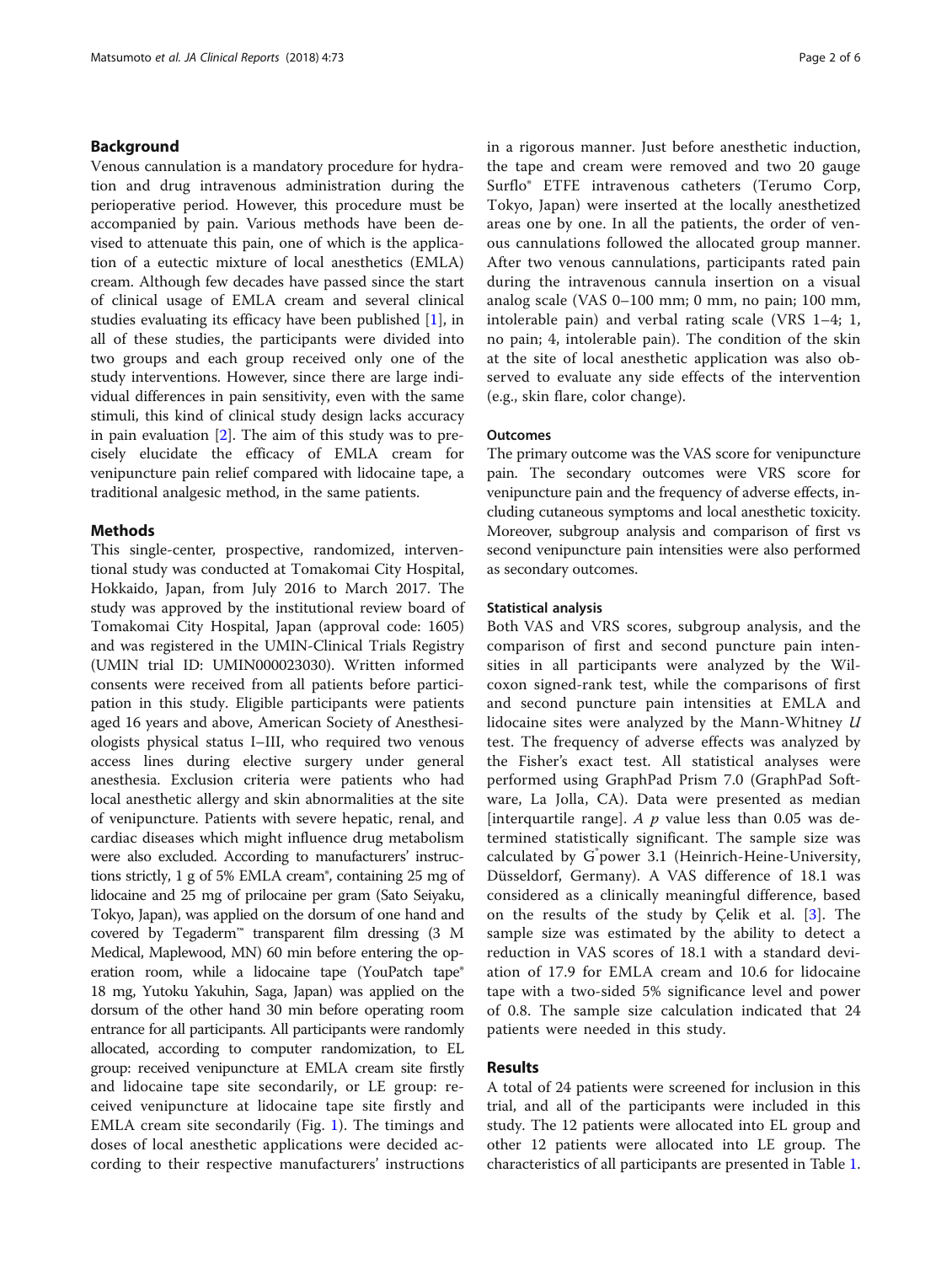## Background

Venous cannulation is a mandatory procedure for hydration and drug intravenous administration during the perioperative period. However, this procedure must be accompanied by pain. Various methods have been devised to attenuate this pain, one of which is the application of a eutectic mixture of local anesthetics (EMLA) cream. Although few decades have passed since the start of clinical usage of EMLA cream and several clinical studies evaluating its efficacy have been published [1], in all of these studies, the participants were divided into two groups and each group received only one of the study interventions. However, since there are large individual differences in pain sensitivity, even with the same stimuli, this kind of clinical study design lacks accuracy in pain evaluation [2]. The aim of this study was to precisely elucidate the efficacy of EMLA cream for venipuncture pain relief compared with lidocaine tape, a traditional analgesic method, in the same patients.

## Methods

This single-center, prospective, randomized, interventional study was conducted at Tomakomai City Hospital, Hokkaido, Japan, from July 2016 to March 2017. The study was approved by the institutional review board of Tomakomai City Hospital, Japan (approval code: 1605) and was registered in the UMIN-Clinical Trials Registry (UMIN trial ID: UMIN000023030). Written informed consents were received from all patients before participation in this study. Eligible participants were patients aged 16 years and above, American Society of Anesthesiologists physical status I–III, who required two venous access lines during elective surgery under general anesthesia. Exclusion criteria were patients who had local anesthetic allergy and skin abnormalities at the site of venipuncture. Patients with severe hepatic, renal, and cardiac diseases which might influence drug metabolism were also excluded. According to manufacturers' instructions strictly, 1 g of 5% EMLA cream®, containing 25 mg of lidocaine and 25 mg of prilocaine per gram (Sato Seiyaku, Tokyo, Japan), was applied on the dorsum of one hand and covered by Tegaderm™ transparent film dressing (3 M Medical, Maplewood, MN) 60 min before entering the operation room, while a lidocaine tape (YouPatch tape® 18 mg, Yutoku Yakuhin, Saga, Japan) was applied on the dorsum of the other hand 30 min before operating room entrance for all participants. All participants were randomly allocated, according to computer randomization, to EL group: received venipuncture at EMLA cream site firstly and lidocaine tape site secondarily, or LE group: received venipuncture at lidocaine tape site firstly and EMLA cream site secondarily (Fig. 1). The timings and doses of local anesthetic applications were decided according to their respective manufacturers' instructions in a rigorous manner. Just before anesthetic induction, the tape and cream were removed and two 20 gauge Surflo® ETFE intravenous catheters (Terumo Corp, Tokyo, Japan) were inserted at the locally anesthetized areas one by one. In all the patients, the order of venous cannulations followed the allocated group manner. After two venous cannulations, participants rated pain during the intravenous cannula insertion on a visual analog scale (VAS 0–100 mm; 0 mm, no pain; 100 mm, intolerable pain) and verbal rating scale (VRS 1–4; 1, no pain; 4, intolerable pain). The condition of the skin at the site of local anesthetic application was also observed to evaluate any side effects of the intervention (e.g., skin flare, color change).

### Outcomes

The primary outcome was the VAS score for venipuncture pain. The secondary outcomes were VRS score for venipuncture pain and the frequency of adverse effects, including cutaneous symptoms and local anesthetic toxicity. Moreover, subgroup analysis and comparison of first vs second venipuncture pain intensities were also performed as secondary outcomes.

### Statistical analysis

Both VAS and VRS scores, subgroup analysis, and the comparison of first and second puncture pain intensities in all participants were analyzed by the Wilcoxon signed-rank test, while the comparisons of first and second puncture pain intensities at EMLA and lidocaine sites were analyzed by the Mann-Whitney $U$ test. The frequency of adverse effects was analyzed by the Fisher's exact test. All statistical analyses were performed using GraphPad Prism 7.0 (GraphPad Software, La Jolla, CA). Data were presented as median [interquartile range]. A $p$ value less than 0.05 was determined statistically significant. The sample size was calculated by G*power 3.1 (Heinrich-Heine-University, Düsseldorf, Germany). A VAS difference of 18.1 was considered as a clinically meaningful difference, based on the results of the study by Çelik et al. [3]. The sample size was estimated by the ability to detect a reduction in VAS scores of 18.1 with a standard deviation of 17.9 for EMLA cream and 10.6 for lidocaine tape with a two-sided 5% significance level and power of 0.8. The sample size calculation indicated that 24 patients were needed in this study.

## Results

A total of 24 patients were screened for inclusion in this trial, and all of the participants were included in this study. The 12 patients were allocated into EL group and other 12 patients were allocated into LE group. The characteristics of all participants are presented in Table 1.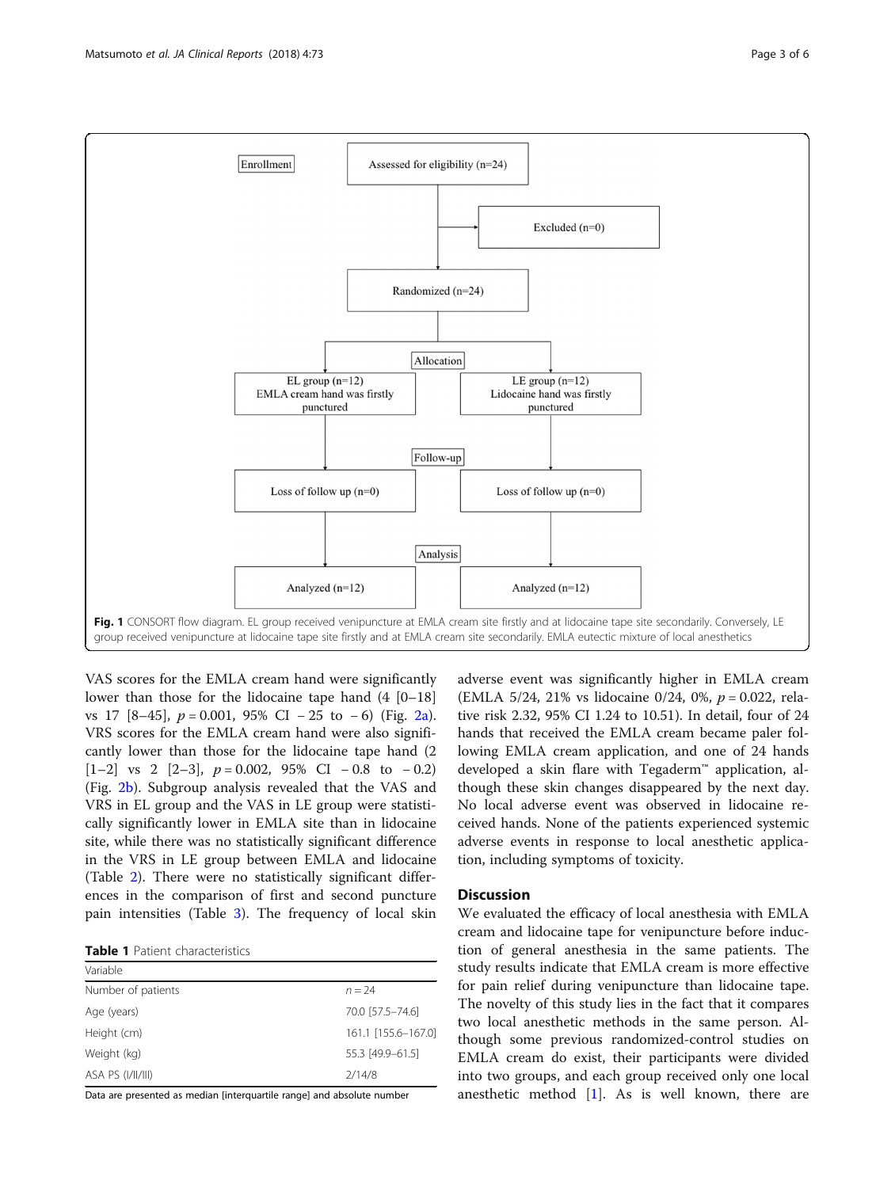Enrollment

Assessed for eligibility (n=24)

Excluded (n=0)

Randomized (n=24)

Allocation

EL group (n=12)
EMLA cream hand was firstly punctured

LE group (n=12)
Lidocaine hand was firstly punctured

Follow-up

Loss of follow up (n=0)

Loss of follow up (n=0)

Analysis

Analyzed (n=12)

Analyzed (n=12)

**Fig. 1** CONSORT flow diagram. EL group received venipuncture at EMLA cream site firstly and at lidocaine tape site secondarily. Conversely, LE group received venipuncture at lidocaine tape site firstly and at EMLA cream site secondarily. EMLA eutectic mixture of local anesthetics

VAS scores for the EMLA cream hand were significantly lower than those for the lidocaine tape hand (4 [0–18] vs 17 [8–45], $p = 0.001$, 95% CI −25 to −6) (Fig. 2a). VRS scores for the EMLA cream hand were also significantly lower than those for the lidocaine tape hand (2 [1–2] vs 2 [2–3], $p = 0.002$, 95% CI −0.8 to −0.2) (Fig. 2b). Subgroup analysis revealed that the VAS and VRS in EL group and the VAS in LE group were statistically significantly lower in EMLA site than in lidocaine site, while there was no statistically significant difference in the VRS in LE group between EMLA and lidocaine (Table 2). There were no statistically significant differences in the comparison of first and second puncture pain intensities (Table 3). The frequency of local skin adverse event was significantly higher in EMLA cream (EMLA 5/24, 21% vs lidocaine 0/24, 0%, $p = 0.022$, relative risk 2.32, 95% CI 1.24 to 10.51). In detail, four of 24 hands that received the EMLA cream became paler following EMLA cream application, and one of 24 hands developed a skin flare with Tegaderm™ application, although these skin changes disappeared by the next day. No local adverse event was observed in lidocaine received hands. None of the patients experienced systemic adverse events in response to local anesthetic application, including symptoms of toxicity.

**Table 1** Patient characteristics

| Variable | |
|---|---|
| Number of patients | *n* = 24 |
| Age (years) | 70.0 [57.5–74.6] |
| Height (cm) | 161.1 [155.6–167.0] |
| Weight (kg) | 55.3 [49.9–61.5] |
| ASA PS (I/II/III) | 2/14/8 |

Data are presented as median [interquartile range] and absolute number

## Discussion

We evaluated the efficacy of local anesthesia with EMLA cream and lidocaine tape for venipuncture before induction of general anesthesia in the same patients. The study results indicate that EMLA cream is more effective for pain relief during venipuncture than lidocaine tape. The novelty of this study lies in the fact that it compares two local anesthetic methods in the same person. Although some previous randomized-control studies on EMLA cream do exist, their participants were divided into two groups, and each group received only one local anesthetic method [1]. As is well known, there are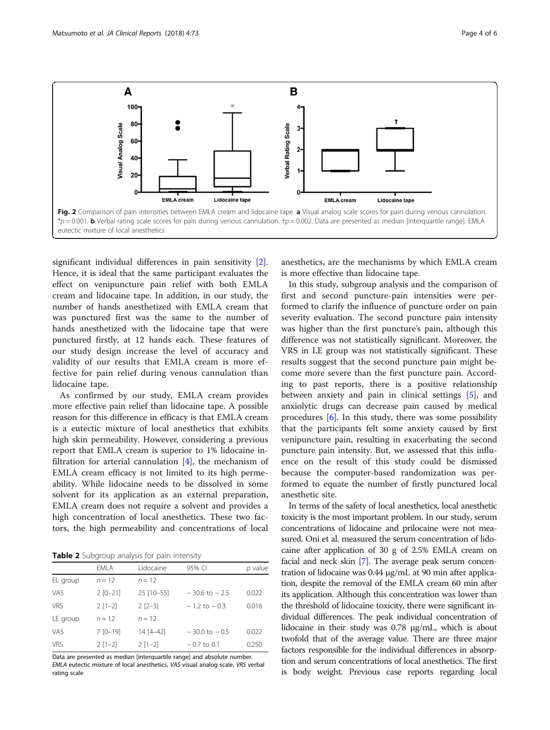Fig. 2 Comparison of pain intensities between EMLA cream and lidocaine tape. **a** Visual analog scale scores for pain during venous cannulation. *$p = 0.001$. **b** Verbal rating scale scores for pain during venous cannulation. †$p = 0.002$. Data are presented as median [interquartile range]. EMLA eutectic mixture of local anesthetics

significant individual differences in pain sensitivity [2]. Hence, it is ideal that the same participant evaluates the effect on venipuncture pain relief with both EMLA cream and lidocaine tape. In addition, in our study, the number of hands anesthetized with EMLA cream that was punctured first was the same to the number of hands anesthetized with the lidocaine tape that were punctured firstly, at 12 hands each. These features of our study design increase the level of accuracy and validity of our results that EMLA cream is more effective for pain relief during venous cannulation than lidocaine tape.

As confirmed by our study, EMLA cream provides more effective pain relief than lidocaine tape. A possible reason for this difference in efficacy is that EMLA cream is a eutectic mixture of local anesthetics that exhibits high skin permeability. However, considering a previous report that EMLA cream is superior to 1% lidocaine infiltration for arterial cannulation [4], the mechanism of EMLA cream efficacy is not limited to its high permeability. While lidocaine needs to be dissolved in some solvent for its application as an external preparation, EMLA cream does not require a solvent and provides a high concentration of local anesthetics. These two factors, the high permeability and concentrations of local anesthetics, are the mechanisms by which EMLA cream is more effective than lidocaine tape.

**Table 2** Subgroup analysis for pain intensity

| | EMLA | Lidocaine | 95% CI | *p* value |
|---|---|---|---|---|
| EL group | *n* = 12 | *n* = 12 | | |
| VAS | 2 [0–21] | 25 [10–55] | − 30.6 to − 2.5 | 0.022 |
| VRS | 2 [1–2] | 2 [2–3] | − 1.2 to − 0.3 | 0.016 |
| LE group | *n* = 12 | *n* = 12 | | |
| VAS | 7 [0–19] | 14 [4–42] | − 30.0 to − 0.5 | 0.022 |
| VRS | 2 [1–2] | 2 [1–2] | − 0.7 to 0.1 | 0.250 |

Data are presented as median [interquartile range] and absolute number.
*EMLA* eutectic mixture of local anesthetics, *VAS* visual analog scale, *VRS* verbal rating scale

In this study, subgroup analysis and the comparison of first and second puncture-pain intensities were performed to clarify the influence of puncture order on pain severity evaluation. The second puncture pain intensity was higher than the first puncture's pain, although this difference was not statistically significant. Moreover, the VRS in LE group was not statistically significant. These results suggest that the second puncture pain might become more severe than the first puncture pain. According to past reports, there is a positive relationship between anxiety and pain in clinical settings [5], and anxiolytic drugs can decrease pain caused by medical procedures [6]. In this study, there was some possibility that the participants felt some anxiety caused by first venipuncture pain, resulting in exacerbating the second puncture pain intensity. But, we assessed that this influence on the result of this study could be dismissed because the computer-based randomization was performed to equate the number of firstly punctured local anesthetic site.

In terms of the safety of local anesthetics, local anesthetic toxicity is the most important problem. In our study, serum concentrations of lidocaine and prilocaine were not measured. Oni et al. measured the serum concentration of lidocaine after application of 30 g of 2.5% EMLA cream on facial and neck skin [7]. The average peak serum concentration of lidocaine was 0.44 μg/mL at 90 min after application, despite the removal of the EMLA cream 60 min after its application. Although this concentration was lower than the threshold of lidocaine toxicity, there were significant individual differences. The peak individual concentration of lidocaine in their study was 0.78 μg/mL, which is about twofold that of the average value. There are three major factors responsible for the individual differences in absorption and serum concentrations of local anesthetics. The first is body weight. Previous case reports regarding local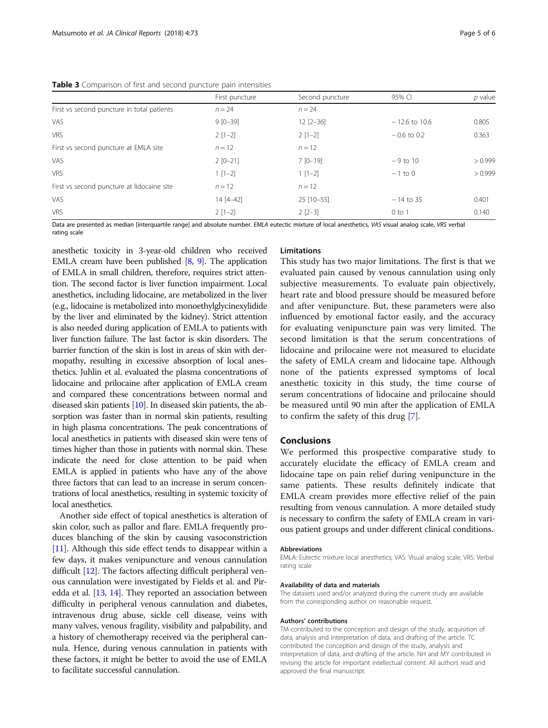**Table 3** Comparison of first and second puncture pain intensities

| | First puncture | Second puncture | 95% CI | *p* value |
|---|---|---|---|---|
| First vs second puncture in total patients | *n* = 24 | *n* = 24 | | |
| VAS | 9 [0–39] | 12 [2–36] | − 12.6 to 10.6 | 0.805 |
| VRS | 2 [1–2] | 2 [1–2] | − 0.6 to 0.2 | 0.363 |
| First vs second puncture at EMLA site | *n* = 12 | *n* = 12 | | |
| VAS | 2 [0–21] | 7 [0–19] | − 9 to 10 | > 0.999 |
| VRS | 1 [1–2] | 1 [1–2] | − 1 to 0 | > 0.999 |
| First vs second puncture at lidocaine site | *n* = 12 | *n* = 12 | | |
| VAS | 14 [4–42] | 25 [10–55] | − 14 to 35 | 0.401 |
| VRS | 2 [1–2] | 2 [2–3] | 0 to 1 | 0.140 |

Data are presented as median [interquartile range] and absolute number. *EMLA* eutectic mixture of local anesthetics, *VAS* visual analog scale, *VRS* verbal rating scale

anesthetic toxicity in 3-year-old children who received EMLA cream have been published [8, 9]. The application of EMLA in small children, therefore, requires strict attention. The second factor is liver function impairment. Local anesthetics, including lidocaine, are metabolized in the liver (e.g., lidocaine is metabolized into monoethylglycinexylidide by the liver and eliminated by the kidney). Strict attention is also needed during application of EMLA to patients with liver function failure. The last factor is skin disorders. The barrier function of the skin is lost in areas of skin with dermopathy, resulting in excessive absorption of local anesthetics. Juhlin et al. evaluated the plasma concentrations of lidocaine and prilocaine after application of EMLA cream and compared these concentrations between normal and diseased skin patients [10]. In diseased skin patients, the absorption was faster than in normal skin patients, resulting in high plasma concentrations. The peak concentrations of local anesthetics in patients with diseased skin were tens of times higher than those in patients with normal skin. These indicate the need for close attention to be paid when EMLA is applied in patients who have any of the above three factors that can lead to an increase in serum concentrations of local anesthetics, resulting in systemic toxicity of local anesthetics.

Another side effect of topical anesthetics is alteration of skin color, such as pallor and flare. EMLA frequently produces blanching of the skin by causing vasoconstriction [11]. Although this side effect tends to disappear within a few days, it makes venipuncture and venous cannulation difficult [12]. The factors affecting difficult peripheral venous cannulation were investigated by Fields et al. and Piredda et al. [13, 14]. They reported an association between difficulty in peripheral venous cannulation and diabetes, intravenous drug abuse, sickle cell disease, veins with many valves, venous fragility, visibility and palpability, and a history of chemotherapy received via the peripheral cannula. Hence, during venous cannulation in patients with these factors, it might be better to avoid the use of EMLA to facilitate successful cannulation.

### Limitations

This study has two major limitations. The first is that we evaluated pain caused by venous cannulation using only subjective measurements. To evaluate pain objectively, heart rate and blood pressure should be measured before and after venipuncture. But, these parameters were also influenced by emotional factor easily, and the accuracy for evaluating venipuncture pain was very limited. The second limitation is that the serum concentrations of lidocaine and prilocaine were not measured to elucidate the safety of EMLA cream and lidocaine tape. Although none of the patients expressed symptoms of local anesthetic toxicity in this study, the time course of serum concentrations of lidocaine and prilocaine should be measured until 90 min after the application of EMLA to confirm the safety of this drug [7].

## Conclusions

We performed this prospective comparative study to accurately elucidate the efficacy of EMLA cream and lidocaine tape on pain relief during venipuncture in the same patients. These results definitely indicate that EMLA cream provides more effective relief of the pain resulting from venous cannulation. A more detailed study is necessary to confirm the safety of EMLA cream in various patient groups and under different clinical conditions.

#### Abbreviations

EMLA: Eutectic mixture local anesthetics; VAS: Visual analog scale; VRS: Verbal rating scale

#### Availability of data and materials

The datasets used and/or analyzed during the current study are available from the corresponding author on reasonable request.

#### Authors' contributions

TM contributed to the conception and design of the study, acquisition of data, analysis and interpretation of data, and drafting of the article. TC contributed the conception and design of the study, analysis and interpretation of data, and drafting of the article. NH and MY contributed in revising the article for important intellectual content. All authors read and approved the final manuscript.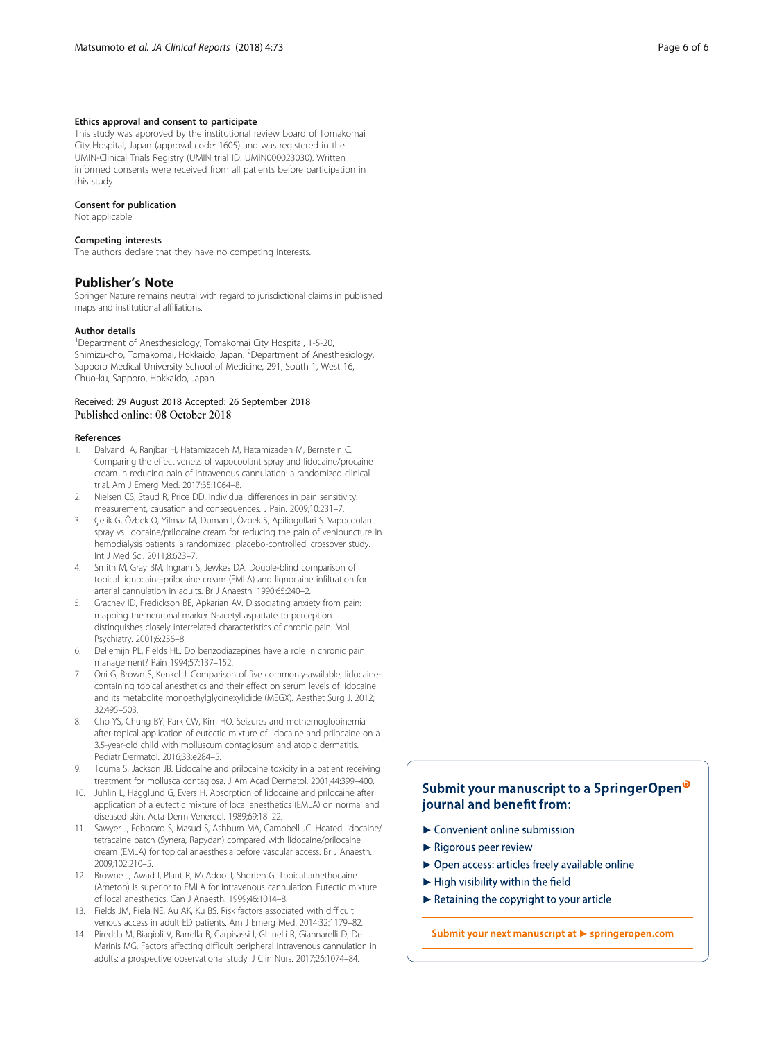#### Ethics approval and consent to participate

This study was approved by the institutional review board of Tomakomai City Hospital, Japan (approval code: 1605) and was registered in the UMIN-Clinical Trials Registry (UMIN trial ID: UMIN000023030). Written informed consents were received from all patients before participation in this study.

#### Consent for publication

Not applicable

#### Competing interests

The authors declare that they have no competing interests.

### Publisher's Note

Springer Nature remains neutral with regard to jurisdictional claims in published maps and institutional affiliations.

#### Author details

[1]Department of Anesthesiology, Tomakomai City Hospital, 1-5-20, Shimizu-cho, Tomakomai, Hokkaido, Japan. [2]Department of Anesthesiology, Sapporo Medical University School of Medicine, 291, South 1, West 16, Chuo-ku, Sapporo, Hokkaido, Japan.

Received: 29 August 2018 Accepted: 26 September 2018
Published online: 08 October 2018

#### References

1. Dalvandi A, Ranjbar H, Hatamizadeh M, Hatamizadeh M, Bernstein C. Comparing the effectiveness of vapocoolant spray and lidocaine/procaine cream in reducing pain of intravenous cannulation: a randomized clinical trial. Am J Emerg Med. 2017;35:1064–8.
2. Nielsen CS, Staud R, Price DD. Individual differences in pain sensitivity: measurement, causation and consequences. J Pain. 2009;10:231–7.
3. Çelik G, Özbek O, Yilmaz M, Duman I, Özbek S, Apiliogullari S. Vapocoolant spray vs lidocaine/prilocaine cream for reducing the pain of venipuncture in hemodialysis patients: a randomized, placebo-controlled, crossover study. Int J Med Sci. 2011;8:623–7.
4. Smith M, Gray BM, Ingram S, Jewkes DA. Double-blind comparison of topical lignocaine-prilocaine cream (EMLA) and lignocaine infiltration for arterial cannulation in adults. Br J Anaesth. 1990;65:240–2.
5. Grachev ID, Fredickson BE, Apkarian AV. Dissociating anxiety from pain: mapping the neuronal marker N-acetyl aspartate to perception distinguishes closely interrelated characteristics of chronic pain. Mol Psychiatry. 2001;6:256–8.
6. Dellemijn PL, Fields HL. Do benzodiazepines have a role in chronic pain management? Pain 1994;57:137–152.
7. Oni G, Brown S, Kenkel J. Comparison of five commonly-available, lidocaine-containing topical anesthetics and their effect on serum levels of lidocaine and its metabolite monoethylglycinexylidide (MEGX). Aesthet Surg J. 2012; 32:495–503.
8. Cho YS, Chung BY, Park CW, Kim HO. Seizures and methemoglobinemia after topical application of eutectic mixture of lidocaine and prilocaine on a 3.5-year-old child with molluscum contagiosum and atopic dermatitis. Pediatr Dermatol. 2016;33:e284–5.
9. Touma S, Jackson JB. Lidocaine and prilocaine toxicity in a patient receiving treatment for mollusca contagiosa. J Am Acad Dermatol. 2001;44:399–400.
10. Juhlin L, Hägglund G, Evers H. Absorption of lidocaine and prilocaine after application of a eutectic mixture of local anesthetics (EMLA) on normal and diseased skin. Acta Derm Venereol. 1989;69:18–22.
11. Sawyer J, Febbraro S, Masud S, Ashburn MA, Campbell JC. Heated lidocaine/tetracaine patch (Synera, Rapydan) compared with lidocaine/prilocaine cream (EMLA) for topical anaesthesia before vascular access. Br J Anaesth. 2009;102:210–5.
12. Browne J, Awad I, Plant R, McAdoo J, Shorten G. Topical amethocaine (Ametop) is superior to EMLA for intravenous cannulation. Eutectic mixture of local anesthetics. Can J Anaesth. 1999;46:1014–8.
13. Fields JM, Piela NE, Au AK, Ku BS. Risk factors associated with difficult venous access in adult ED patients. Am J Emerg Med. 2014;32:1179–82.
14. Piredda M, Biagioli V, Barrella B, Carpisassi I, Ghinelli R, Giannarelli D, De Marinis MG. Factors affecting difficult peripheral intravenous cannulation in adults: a prospective observational study. J Clin Nurs. 2017;26:1074–84.

**Submit your manuscript to a SpringerOpen journal and benefit from:**

- ► Convenient online submission
- ► Rigorous peer review
- ► Open access: articles freely available online
- ► High visibility within the field
- ► Retaining the copyright to your article

Submit your next manuscript at ► springeropen.com